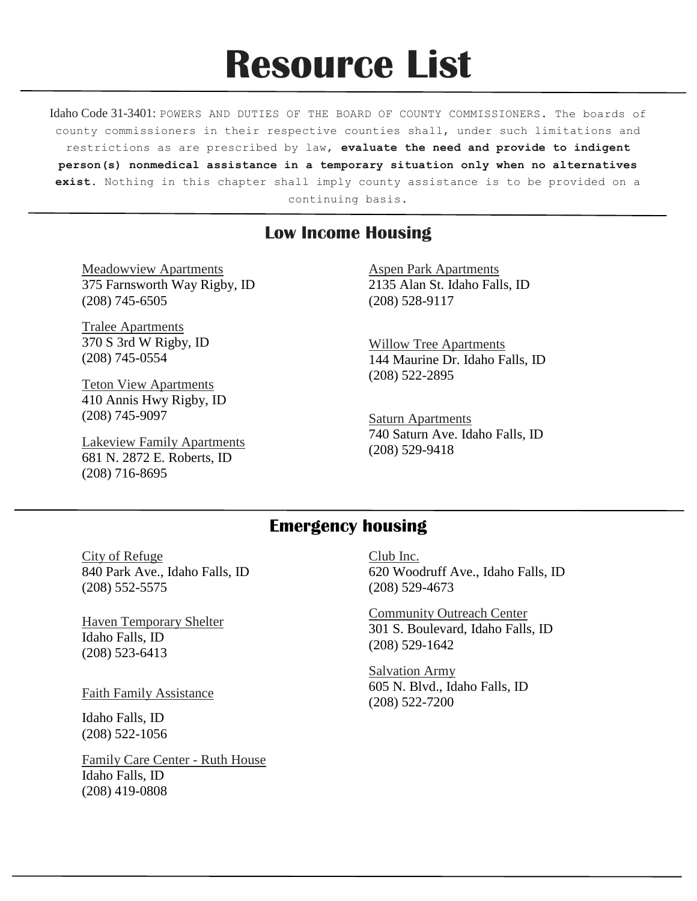# Resource List

Idaho Code 31-3401: POWERS AND DUTIES OF THE BOARD OF COUNTY COMMISSIONERS. The boards of county commissioners in their respective counties shall, under such limitations and restrictions as are prescribed by law, **evaluate the need and provide to indigent person(s) nonmedical assistance in a temporary situation only when no alternatives exist.** Nothing in this chapter shall imply county assistance is to be provided on a continuing basis.

## Low Income Housing

Meadowview Apartments
375 Farnsworth Way Rigby, ID
(208) 745-6505

Tralee Apartments
370 S 3rd W Rigby, ID
(208) 745-0554

Teton View Apartments
410 Annis Hwy Rigby, ID
(208) 745-9097

Lakeview Family Apartments
681 N. 2872 E. Roberts, ID
(208) 716-8695

Aspen Park Apartments
2135 Alan St. Idaho Falls, ID
(208) 528-9117

Willow Tree Apartments
144 Maurine Dr. Idaho Falls, ID
(208) 522-2895

Saturn Apartments
740 Saturn Ave. Idaho Falls, ID
(208) 529-9418

## Emergency housing

City of Refuge
840 Park Ave., Idaho Falls, ID
(208) 552-5575

Haven Temporary Shelter
Idaho Falls, ID
(208) 523-6413

Faith Family Assistance

Idaho Falls, ID
(208) 522-1056

Family Care Center - Ruth House
Idaho Falls, ID
(208) 419-0808

Club Inc.
620 Woodruff Ave., Idaho Falls, ID
(208) 529-4673

Community Outreach Center
301 S. Boulevard, Idaho Falls, ID
(208) 529-1642

Salvation Army
605 N. Blvd., Idaho Falls, ID
(208) 522-7200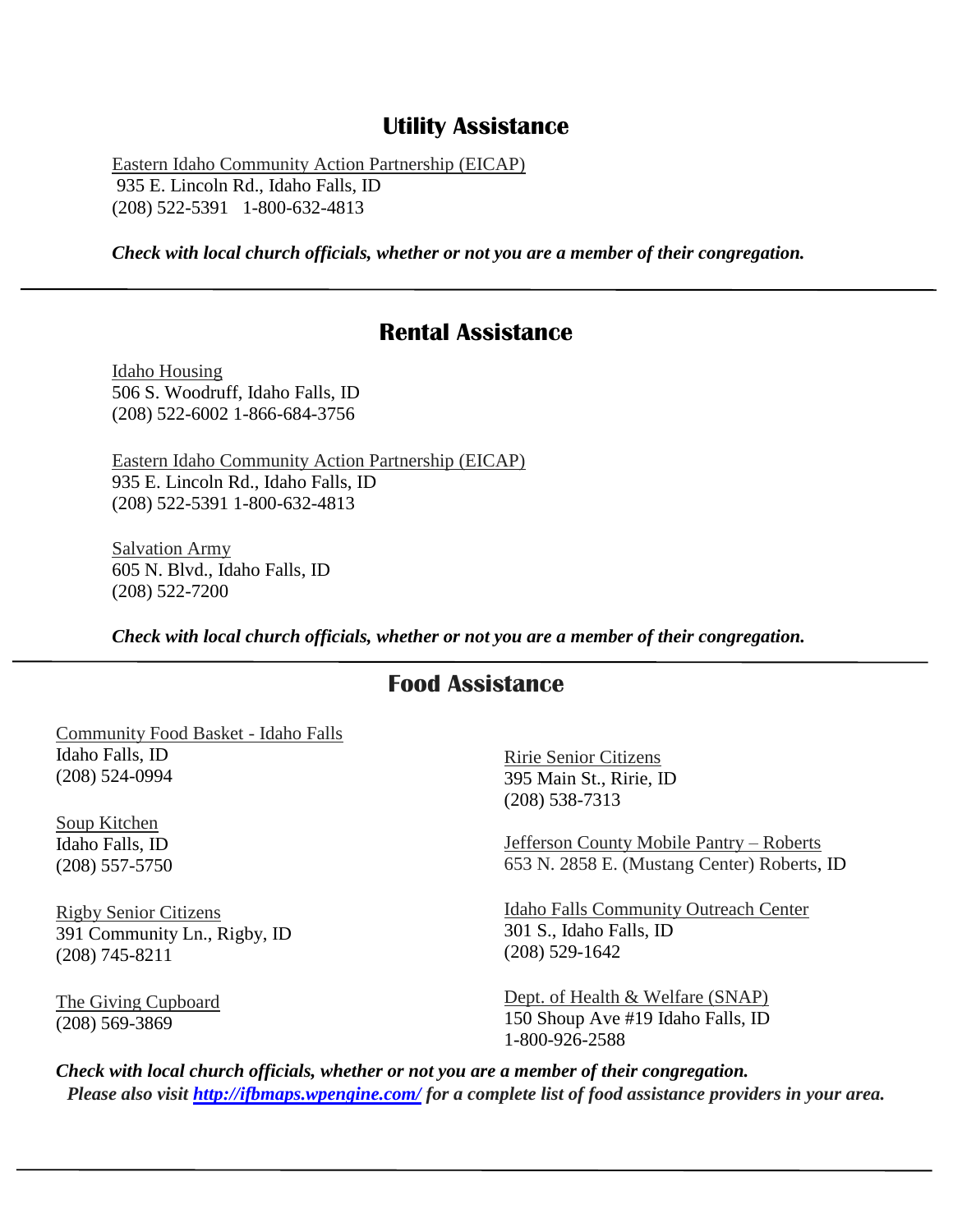## Utility Assistance

Eastern Idaho Community Action Partnership (EICAP)
935 E. Lincoln Rd., Idaho Falls, ID
(208) 522-5391 1-800-632-4813

***Check with local church officials, whether or not you are a member of their congregation.***

---

## Rental Assistance

Idaho Housing
506 S. Woodruff, Idaho Falls, ID
(208) 522-6002 1-866-684-3756

Eastern Idaho Community Action Partnership (EICAP)
935 E. Lincoln Rd., Idaho Falls, ID
(208) 522-5391 1-800-632-4813

Salvation Army
605 N. Blvd., Idaho Falls, ID
(208) 522-7200

***Check with local church officials, whether or not you are a member of their congregation.***

---

## Food Assistance

Community Food Basket - Idaho Falls
Idaho Falls, ID
(208) 524-0994

Soup Kitchen
Idaho Falls, ID
(208) 557-5750

Rigby Senior Citizens
391 Community Ln., Rigby, ID
(208) 745-8211

The Giving Cupboard
(208) 569-3869

Ririe Senior Citizens
395 Main St., Ririe, ID
(208) 538-7313

Jefferson County Mobile Pantry – Roberts
653 N. 2858 E. (Mustang Center) Roberts, ID

Idaho Falls Community Outreach Center
301 S., Idaho Falls, ID
(208) 529-1642

Dept. of Health & Welfare (SNAP)
150 Shoup Ave #19 Idaho Falls, ID
1-800-926-2588

***Check with local church officials, whether or not you are a member of their congregation.***
***Please also visit [http://ifbmaps.wpengine.com/](http://ifbmaps.wpengine.com/) for a complete list of food assistance providers in your area.***

---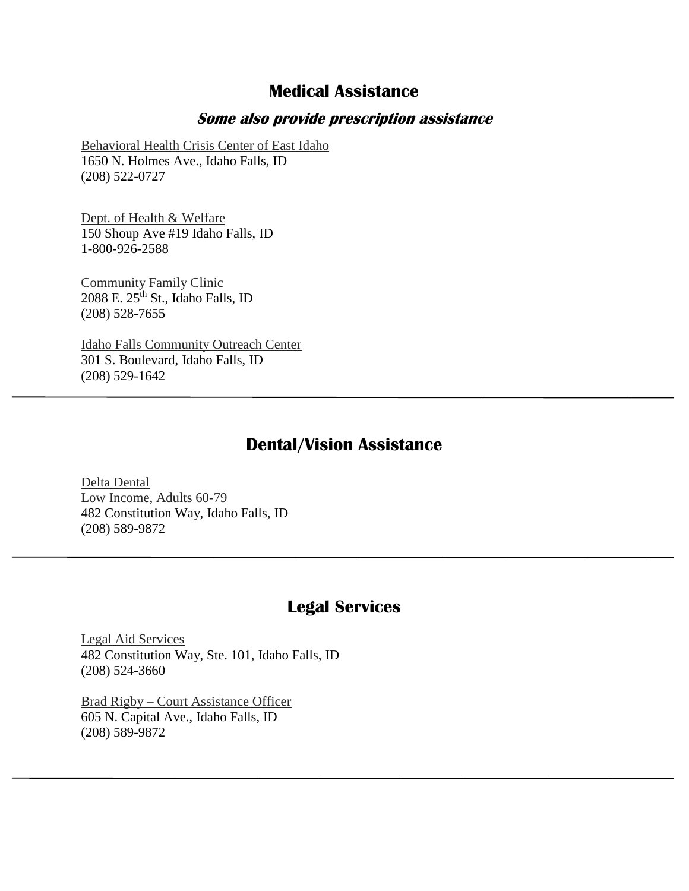## Medical Assistance

### ***Some also provide prescription assistance***

Behavioral Health Crisis Center of East Idaho
1650 N. Holmes Ave., Idaho Falls, ID
(208) 522-0727

Dept. of Health & Welfare
150 Shoup Ave #19 Idaho Falls, ID
1-800-926-2588

Community Family Clinic
2088 E. 25th St., Idaho Falls, ID
(208) 528-7655

Idaho Falls Community Outreach Center
301 S. Boulevard, Idaho Falls, ID
(208) 529-1642

---

## Dental/Vision Assistance

Delta Dental
Low Income, Adults 60-79
482 Constitution Way, Idaho Falls, ID
(208) 589-9872

---

## Legal Services

Legal Aid Services
482 Constitution Way, Ste. 101, Idaho Falls, ID
(208) 524-3660

Brad Rigby – Court Assistance Officer
605 N. Capital Ave., Idaho Falls, ID
(208) 589-9872

---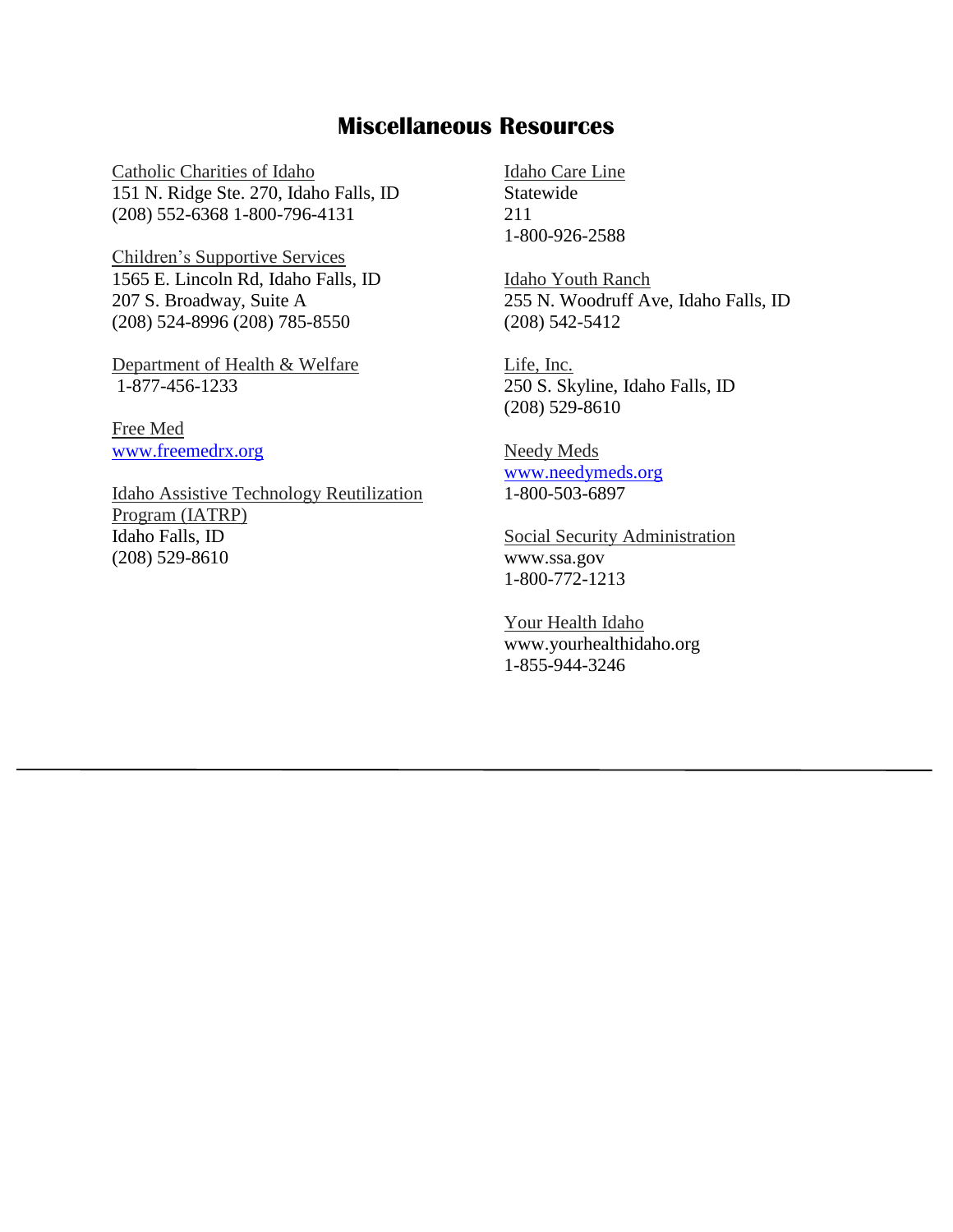## Miscellaneous Resources

Catholic Charities of Idaho
151 N. Ridge Ste. 270, Idaho Falls, ID
(208) 552-6368 1-800-796-4131

Children's Supportive Services
1565 E. Lincoln Rd, Idaho Falls, ID
207 S. Broadway, Suite A
(208) 524-8996 (208) 785-8550

Department of Health & Welfare
1-877-456-1233

Free Med
www.freemedrx.org

Idaho Assistive Technology Reutilization Program (IATRP)
Idaho Falls, ID
(208) 529-8610

Idaho Care Line
Statewide
211
1-800-926-2588

Idaho Youth Ranch
255 N. Woodruff Ave, Idaho Falls, ID
(208) 542-5412

Life, Inc.
250 S. Skyline, Idaho Falls, ID
(208) 529-8610

Needy Meds
www.needymeds.org
1-800-503-6897

Social Security Administration
www.ssa.gov
1-800-772-1213

Your Health Idaho
www.yourhealthidaho.org
1-855-944-3246